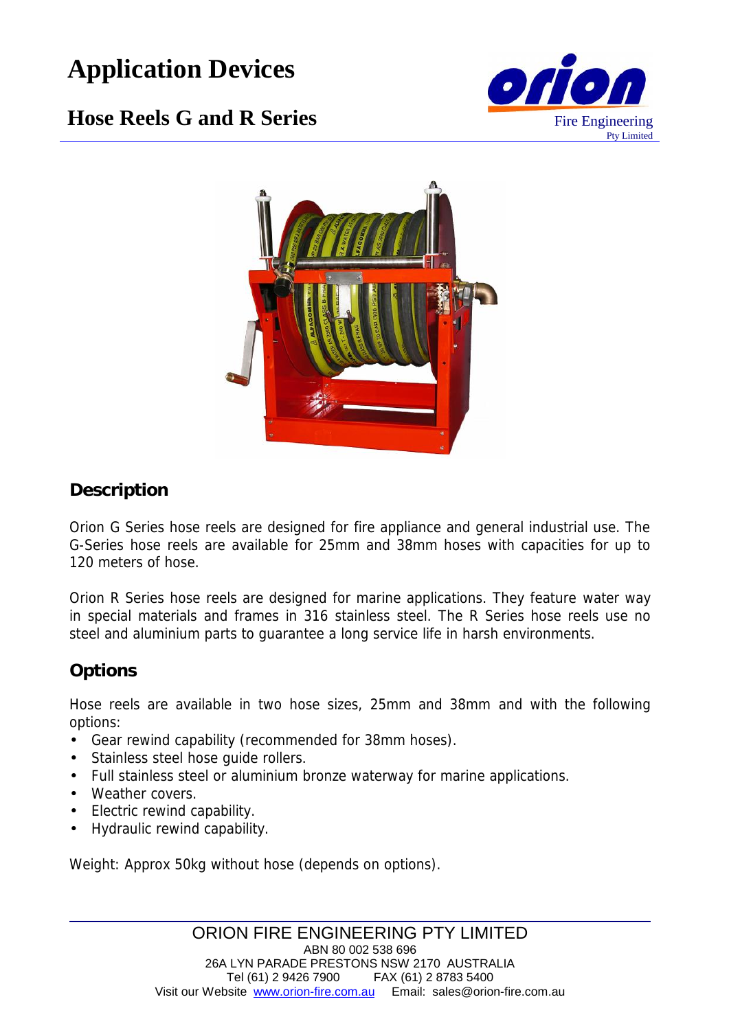# Application Devices

## Hose Reels G and R Series

Orion Fire Engineering Pty Limited

### Description

Orion G Series hose reels are designed for fire appliance and general industrial use. The G-Series hose reels are available for 25mm and 38mm hoses with capacities for up to 120 meters of hose.

Orion R Series hose reels are designed for marine applications. They feature water way in special materials and frames in 316 stainless steel. The R Series hose reels use no steel and aluminium parts to guarantee a long service life in harsh environments.

### Options

Hose reels are available in two hose sizes, 25mm and 38mm and with the following options:

- Gear rewind capability (recommended for 38mm hoses).
- Stainless steel hose guide rollers.
- Full stainless steel or aluminium bronze waterway for marine applications.
- Weather covers.
- Electric rewind capability.
- Hydraulic rewind capability.

Weight: Approx 50kg without hose (depends on options).

ORION FIRE ENGINEERING PTY LIMITED
ABN 80 002 538 696
26A LYN PARADE PRESTONS NSW 2170 AUSTRALIA
Tel (61) 2 9426 7900 FAX (61) 2 8783 5400
Visit our Website www.orion-fire.com.au Email: sales@orion-fire.com.au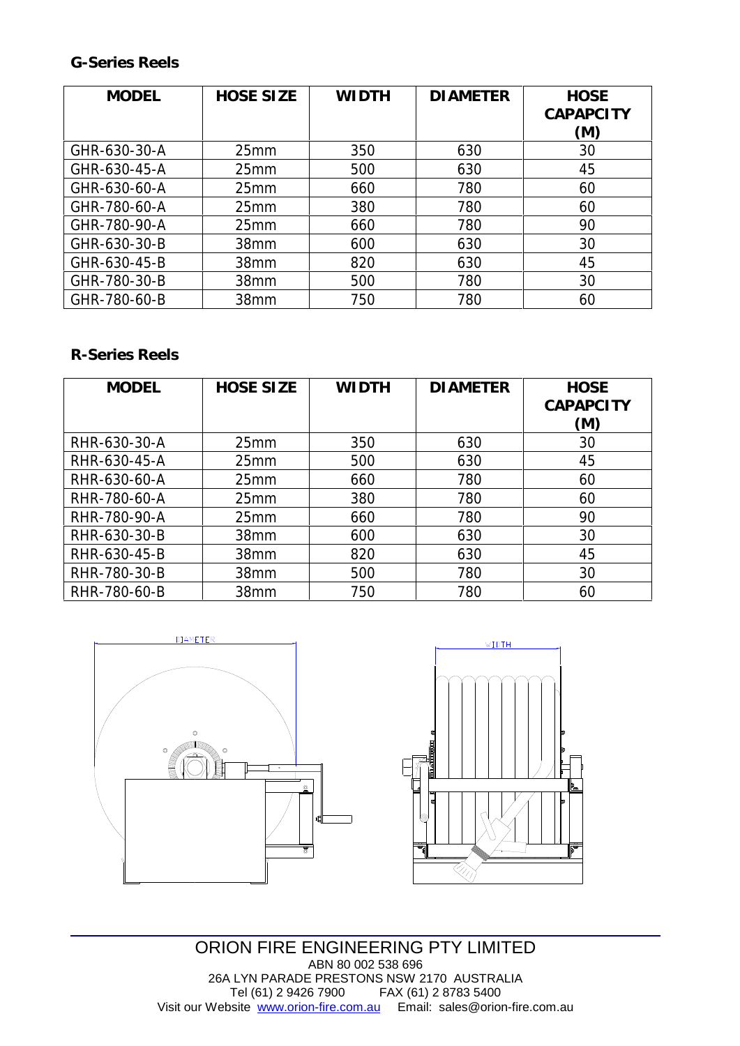**G-Series Reels**

| MODEL | HOSE SIZE | WIDTH | DIAMETER | HOSE CAPAPCITY (M) |
| --- | --- | --- | --- | --- |
| GHR-630-30-A | 25mm | 350 | 630 | 30 |
| GHR-630-45-A | 25mm | 500 | 630 | 45 |
| GHR-630-60-A | 25mm | 660 | 780 | 60 |
| GHR-780-60-A | 25mm | 380 | 780 | 60 |
| GHR-780-90-A | 25mm | 660 | 780 | 90 |
| GHR-630-30-B | 38mm | 600 | 630 | 30 |
| GHR-630-45-B | 38mm | 820 | 630 | 45 |
| GHR-780-30-B | 38mm | 500 | 780 | 30 |
| GHR-780-60-B | 38mm | 750 | 780 | 60 |

**R-Series Reels**

| MODEL | HOSE SIZE | WIDTH | DIAMETER | HOSE CAPAPCITY (M) |
| --- | --- | --- | --- | --- |
| RHR-630-30-A | 25mm | 350 | 630 | 30 |
| RHR-630-45-A | 25mm | 500 | 630 | 45 |
| RHR-630-60-A | 25mm | 660 | 780 | 60 |
| RHR-780-60-A | 25mm | 380 | 780 | 60 |
| RHR-780-90-A | 25mm | 660 | 780 | 90 |
| RHR-630-30-B | 38mm | 600 | 630 | 30 |
| RHR-630-45-B | 38mm | 820 | 630 | 45 |
| RHR-780-30-B | 38mm | 500 | 780 | 30 |
| RHR-780-60-B | 38mm | 750 | 780 | 60 |

DIAMETER

WIDTH

ORION FIRE ENGINEERING PTY LIMITED
ABN 80 002 538 696
26A LYN PARADE PRESTONS NSW 2170 AUSTRALIA
Tel (61) 2 9426 7900 FAX (61) 2 8783 5400
Visit our Website www.orion-fire.com.au Email: sales@orion-fire.com.au